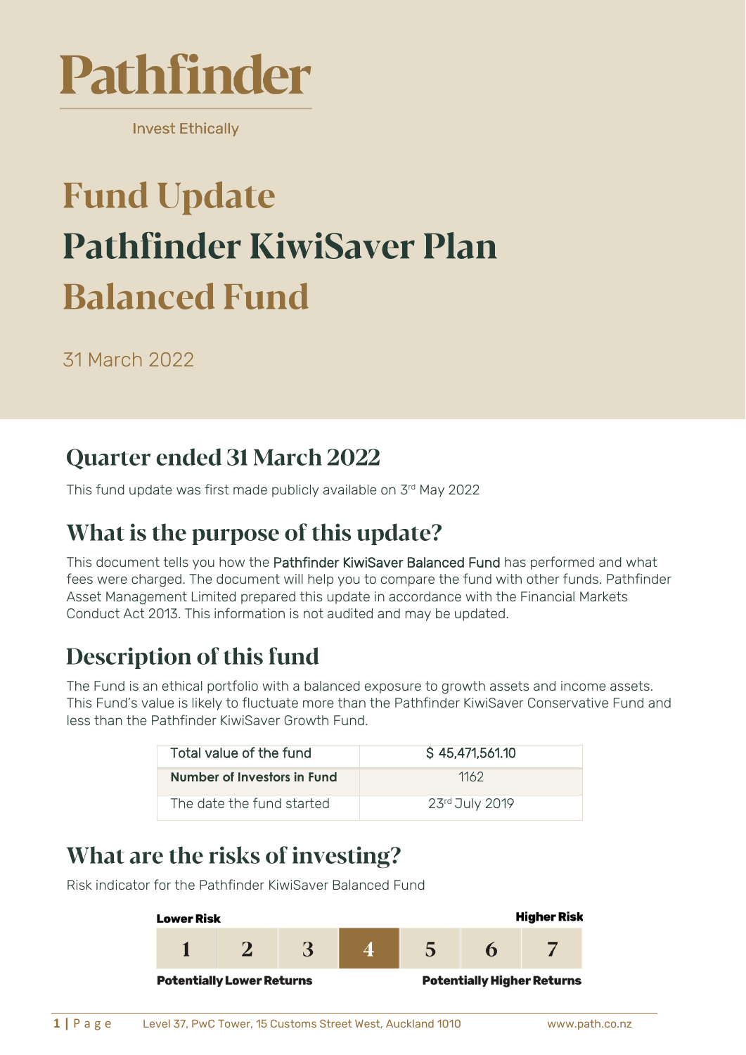# Pathfinder

Invest Ethically

# Fund Update
# Pathfinder KiwiSaver Plan
# Balanced Fund

31 March 2022

## Quarter ended 31 March 2022

This fund update was first made publicly available on 3rd May 2022

## What is the purpose of this update?

This document tells you how the Pathfinder KiwiSaver Balanced Fund has performed and what fees were charged. The document will help you to compare the fund with other funds. Pathfinder Asset Management Limited prepared this update in accordance with the Financial Markets Conduct Act 2013. This information is not audited and may be updated.

## Description of this fund

The Fund is an ethical portfolio with a balanced exposure to growth assets and income assets. This Fund's value is likely to fluctuate more than the Pathfinder KiwiSaver Conservative Fund and less than the Pathfinder KiwiSaver Growth Fund.

| | |
|---|---|
| Total value of the fund | $ 45,471,561.10 |
| **Number of Investors in Fund** | 1162 |
| The date the fund started | 23rd July 2019 |

## What are the risks of investing?

Risk indicator for the Pathfinder KiwiSaver Balanced Fund

**Lower Risk** — **Higher Risk**

| 1 | 2 | 3 | **4** | 5 | 6 | 7 |
|---|---|---|---|---|---|---|

**Potentially Lower Returns** — **Potentially Higher Returns**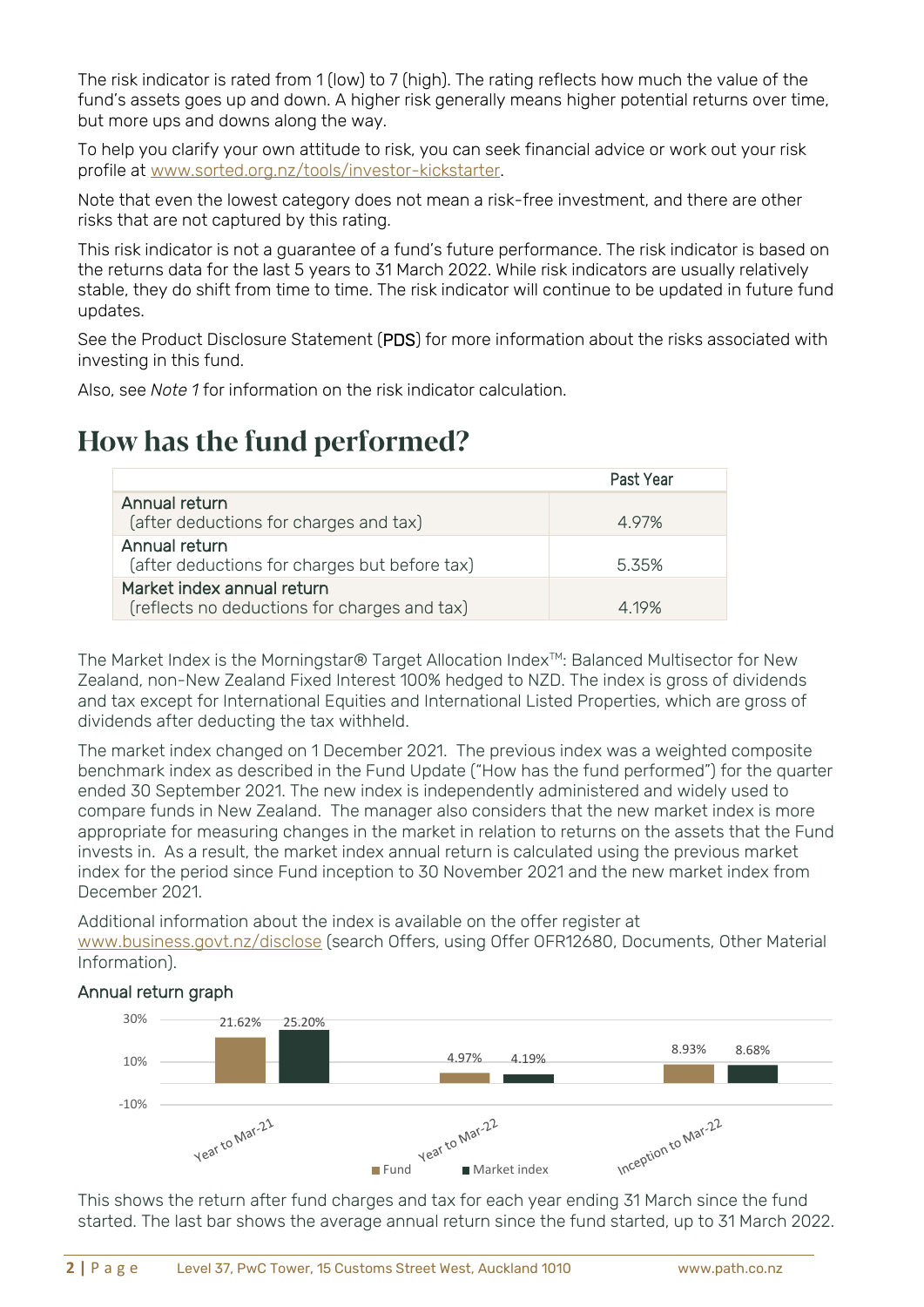The risk indicator is rated from 1 (low) to 7 (high). The rating reflects how much the value of the fund's assets goes up and down. A higher risk generally means higher potential returns over time, but more ups and downs along the way.

To help you clarify your own attitude to risk, you can seek financial advice or work out your risk profile at www.sorted.org.nz/tools/investor-kickstarter.

Note that even the lowest category does not mean a risk-free investment, and there are other risks that are not captured by this rating.

This risk indicator is not a guarantee of a fund's future performance. The risk indicator is based on the returns data for the last 5 years to 31 March 2022. While risk indicators are usually relatively stable, they do shift from time to time. The risk indicator will continue to be updated in future fund updates.

See the Product Disclosure Statement (**PDS**) for more information about the risks associated with investing in this fund.

Also, see *Note 1* for information on the risk indicator calculation.

# How has the fund performed?

| | Past Year |
|---|---|
| Annual return (after deductions for charges and tax) | 4.97% |
| Annual return (after deductions for charges but before tax) | 5.35% |
| Market index annual return (reflects no deductions for charges and tax) | 4.19% |

The Market Index is the Morningstar® Target Allocation Index™: Balanced Multisector for New Zealand, non-New Zealand Fixed Interest 100% hedged to NZD. The index is gross of dividends and tax except for International Equities and International Listed Properties, which are gross of dividends after deducting the tax withheld.

The market index changed on 1 December 2021. The previous index was a weighted composite benchmark index as described in the Fund Update ("How has the fund performed") for the quarter ended 30 September 2021. The new index is independently administered and widely used to compare funds in New Zealand. The manager also considers that the new market index is more appropriate for measuring changes in the market in relation to returns on the assets that the Fund invests in. As a result, the market index annual return is calculated using the previous market index for the period since Fund inception to 30 November 2021 and the new market index from December 2021.

Additional information about the index is available on the offer register at www.business.govt.nz/disclose (search Offers, using Offer OFR12680, Documents, Other Material Information).

## Annual return graph

| | Fund | Market index |
|---|---|---|
| Year to Mar-21 | 21.62% | 25.20% |
| Year to Mar-22 | 4.97% | 4.19% |
| Inception to Mar-22 | 8.93% | 8.68% |

This shows the return after fund charges and tax for each year ending 31 March since the fund started. The last bar shows the average annual return since the fund started, up to 31 March 2022.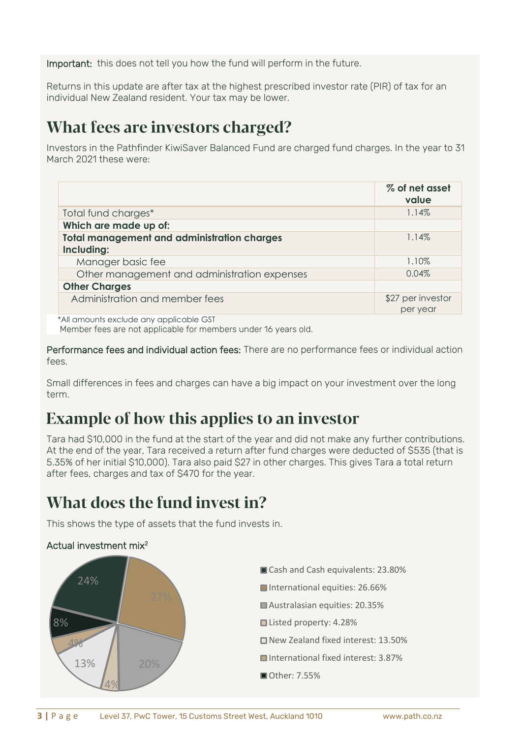**Important:** this does not tell you how the fund will perform in the future.

Returns in this update are after tax at the highest prescribed investor rate (PIR) of tax for an individual New Zealand resident. Your tax may be lower.

# What fees are investors charged?

Investors in the Pathfinder KiwiSaver Balanced Fund are charged fund charges. In the year to 31 March 2021 these were:

| | % of net asset value |
|---|---|
| Total fund charges* | 1.14% |
| **Which are made up of:** | |
| **Total management and administration charges Including:** | 1.14% |
| Manager basic fee | 1.10% |
| Other management and administration expenses | 0.04% |
| **Other Charges** | |
| Administration and member fees | $27 per investor per year |

*All amounts exclude any applicable GST
Member fees are not applicable for members under 16 years old.

**Performance fees and individual action fees:** There are no performance fees or individual action fees.

Small differences in fees and charges can have a big impact on your investment over the long term.

# Example of how this applies to an investor

Tara had $10,000 in the fund at the start of the year and did not make any further contributions. At the end of the year, Tara received a return after fund charges were deducted of $535 (that is 5.35% of her initial $10,000). Tara also paid $27 in other charges. This gives Tara a total return after fees, charges and tax of $470 for the year.

# What does the fund invest in?

This shows the type of assets that the fund invests in.

**Actual investment mix**[2]

- Cash and Cash equivalents: 23.80%
- International equities: 26.66%
- Australasian equities: 20.35%
- Listed property: 4.28%
- New Zealand fixed interest: 13.50%
- International fixed interest: 3.87%
- Other: 7.55%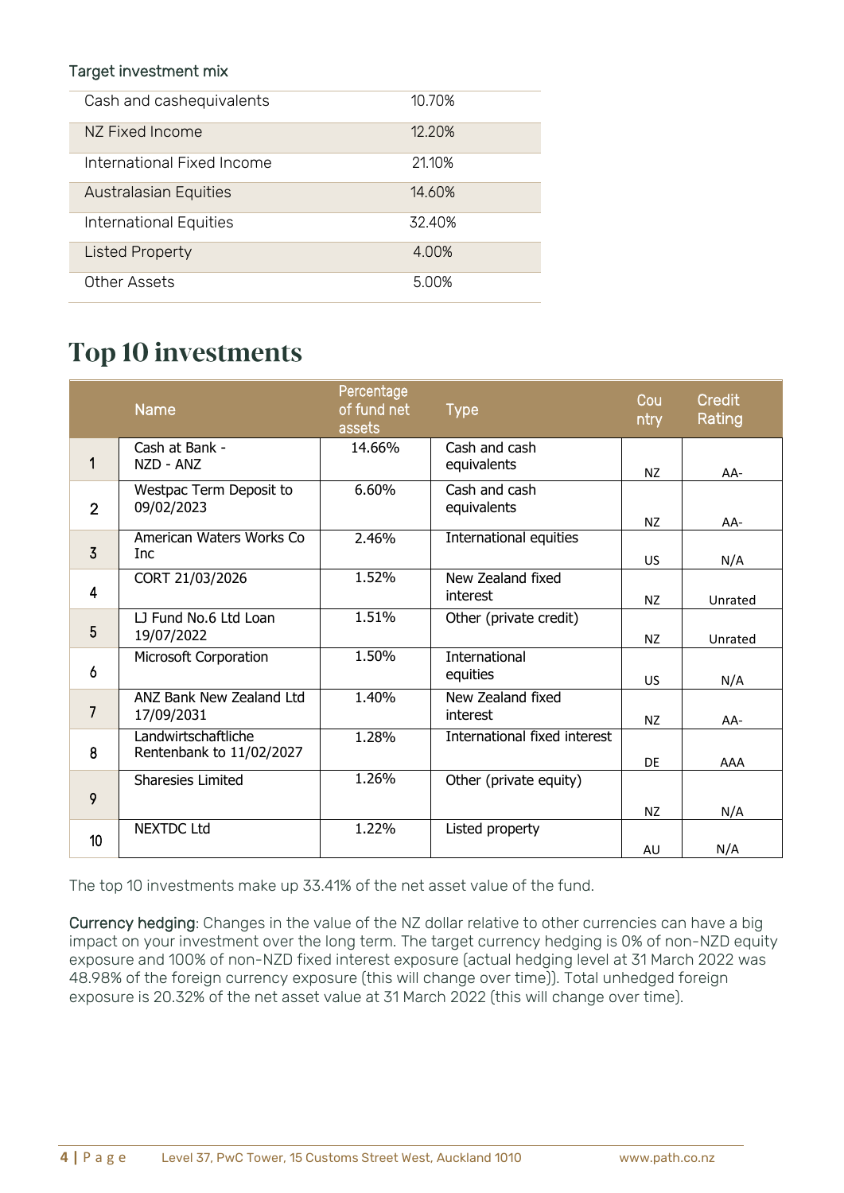Target investment mix

| | |
|---|---|
| Cash and cashequivalents | 10.70% |
| NZ Fixed Income | 12.20% |
| International Fixed Income | 21.10% |
| Australasian Equities | 14.60% |
| International Equities | 32.40% |
| Listed Property | 4.00% |
| Other Assets | 5.00% |

# Top 10 investments

| | Name | Percentage of fund net assets | Type | Country | Credit Rating |
|---|---|---|---|---|---|
| 1 | Cash at Bank - NZD - ANZ | 14.66% | Cash and cash equivalents | NZ | AA- |
| 2 | Westpac Term Deposit to 09/02/2023 | 6.60% | Cash and cash equivalents | NZ | AA- |
| 3 | American Waters Works Co Inc | 2.46% | International equities | US | N/A |
| 4 | CORT 21/03/2026 | 1.52% | New Zealand fixed interest | NZ | Unrated |
| 5 | LJ Fund No.6 Ltd Loan 19/07/2022 | 1.51% | Other (private credit) | NZ | Unrated |
| 6 | Microsoft Corporation | 1.50% | International equities | US | N/A |
| 7 | ANZ Bank New Zealand Ltd 17/09/2031 | 1.40% | New Zealand fixed interest | NZ | AA- |
| 8 | Landwirtschaftliche Rentenbank to 11/02/2027 | 1.28% | International fixed interest | DE | AAA |
| 9 | Sharesies Limited | 1.26% | Other (private equity) | NZ | N/A |
| 10 | NEXTDC Ltd | 1.22% | Listed property | AU | N/A |

The top 10 investments make up 33.41% of the net asset value of the fund.

Currency hedging: Changes in the value of the NZ dollar relative to other currencies can have a big impact on your investment over the long term. The target currency hedging is 0% of non-NZD equity exposure and 100% of non-NZD fixed interest exposure (actual hedging level at 31 March 2022 was 48.98% of the foreign currency exposure (this will change over time)). Total unhedged foreign exposure is 20.32% of the net asset value at 31 March 2022 (this will change over time).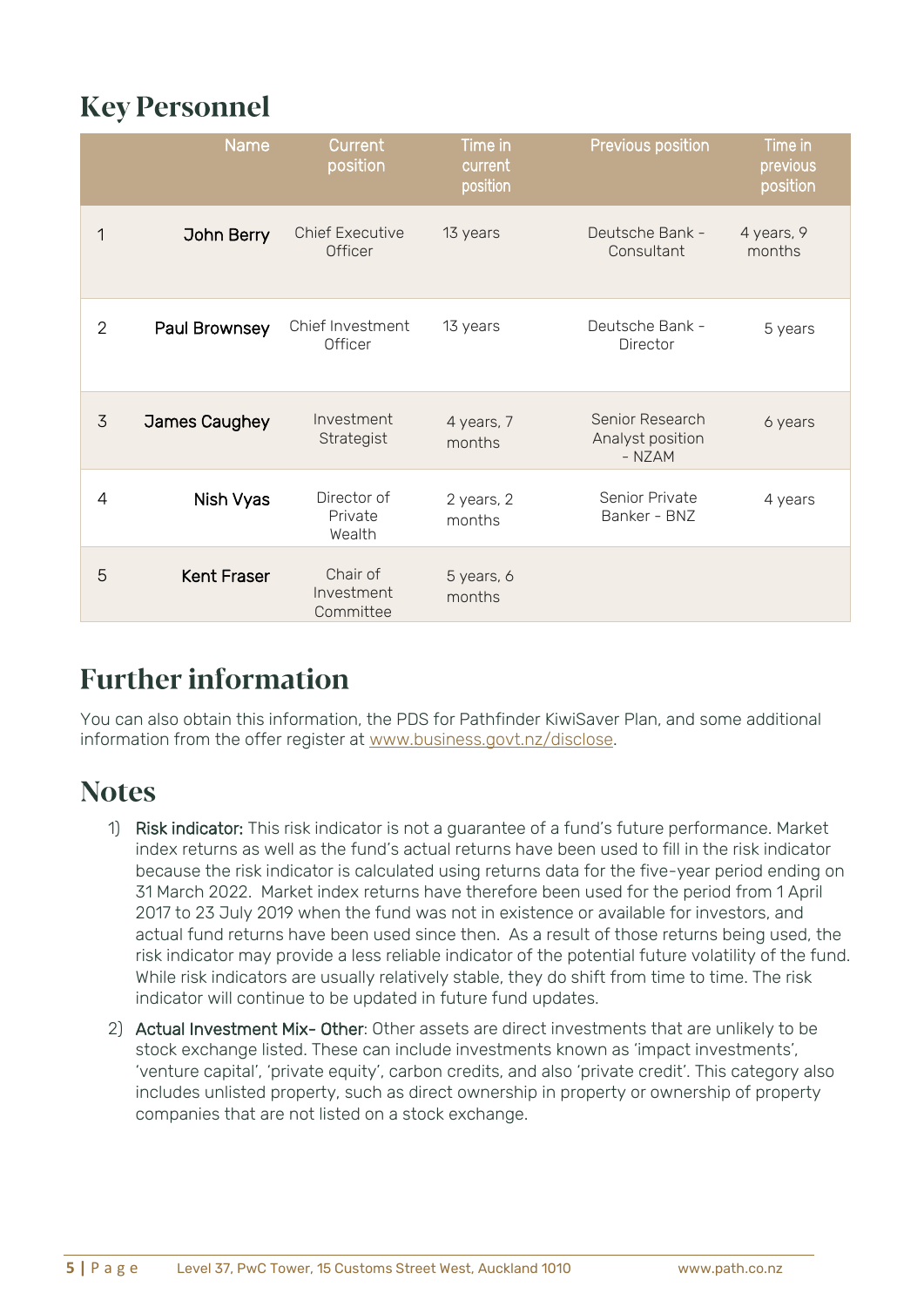## Key Personnel

| | Name | Current position | Time in current position | Previous position | Time in previous position |
|---|---|---|---|---|---|
| 1 | John Berry | Chief Executive Officer | 13 years | Deutsche Bank - Consultant | 4 years, 9 months |
| 2 | Paul Brownsey | Chief Investment Officer | 13 years | Deutsche Bank - Director | 5 years |
| 3 | James Caughey | Investment Strategist | 4 years, 7 months | Senior Research Analyst position - NZAM | 6 years |
| 4 | Nish Vyas | Director of Private Wealth | 2 years, 2 months | Senior Private Banker - BNZ | 4 years |
| 5 | Kent Fraser | Chair of Investment Committee | 5 years, 6 months | | |

## Further information

You can also obtain this information, the PDS for Pathfinder KiwiSaver Plan, and some additional information from the offer register at www.business.govt.nz/disclose.

## Notes

1) **Risk indicator:** This risk indicator is not a guarantee of a fund's future performance. Market index returns as well as the fund's actual returns have been used to fill in the risk indicator because the risk indicator is calculated using returns data for the five-year period ending on 31 March 2022. Market index returns have therefore been used for the period from 1 April 2017 to 23 July 2019 when the fund was not in existence or available for investors, and actual fund returns have been used since then. As a result of those returns being used, the risk indicator may provide a less reliable indicator of the potential future volatility of the fund. While risk indicators are usually relatively stable, they do shift from time to time. The risk indicator will continue to be updated in future fund updates.
2) **Actual Investment Mix- Other**: Other assets are direct investments that are unlikely to be stock exchange listed. These can include investments known as 'impact investments', 'venture capital', 'private equity', carbon credits, and also 'private credit'. This category also includes unlisted property, such as direct ownership in property or ownership of property companies that are not listed on a stock exchange.